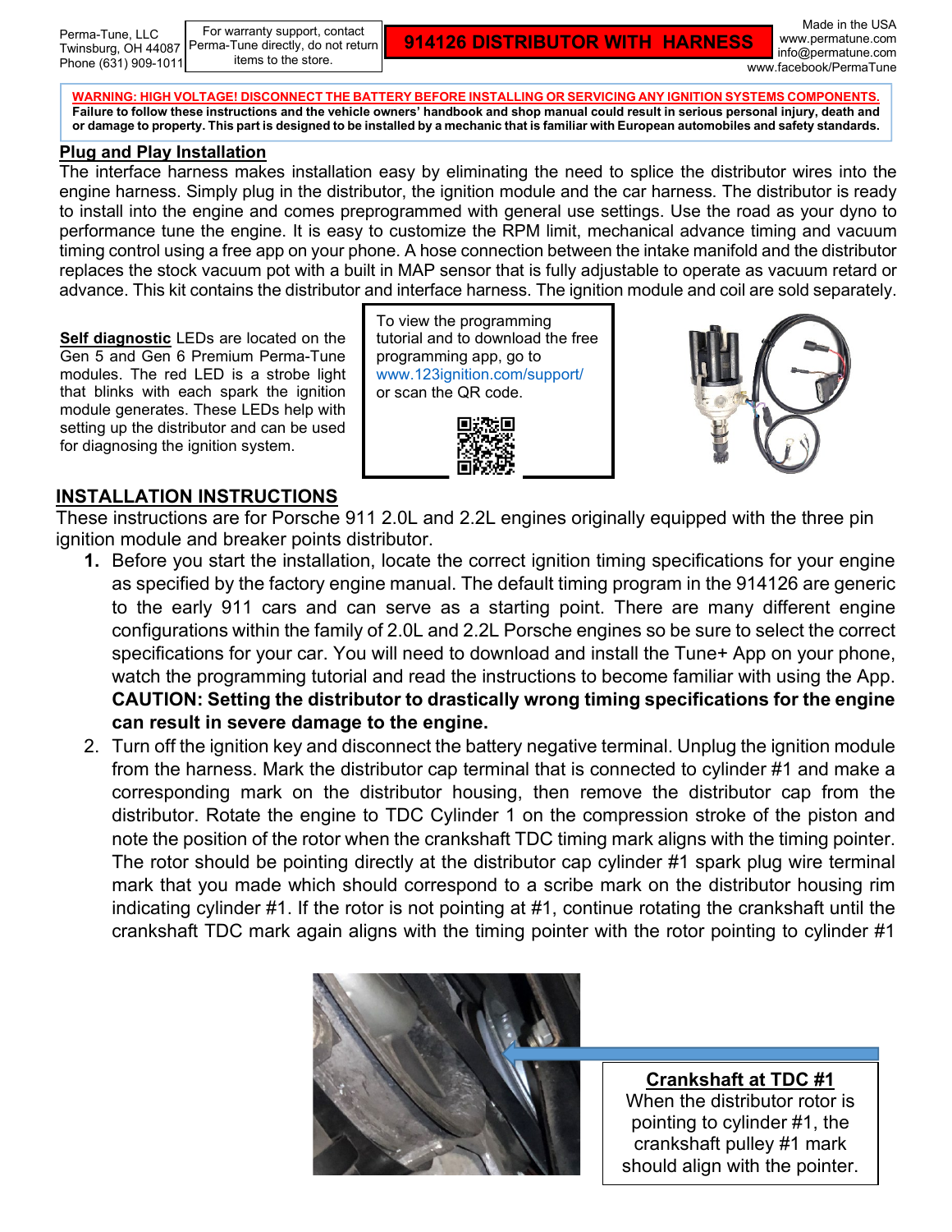Perma-Tune, LLC
Twinsburg, OH 44087
Phone (631) 909-1011

For warranty support, contact Perma-Tune directly, do not return items to the store.

# 914126 DISTRIBUTOR WITH HARNESS

Made in the USA
www.permatune.com
info@permatune.com
www.facebook/PermaTune

**WARNING: HIGH VOLTAGE! DISCONNECT THE BATTERY BEFORE INSTALLING OR SERVICING ANY IGNITION SYSTEMS COMPONENTS.**
**Failure to follow these instructions and the vehicle owners' handbook and shop manual could result in serious personal injury, death and or damage to property. This part is designed to be installed by a mechanic that is familiar with European automobiles and safety standards.**

## Plug and Play Installation

The interface harness makes installation easy by eliminating the need to splice the distributor wires into the engine harness. Simply plug in the distributor, the ignition module and the car harness. The distributor is ready to install into the engine and comes preprogrammed with general use settings. Use the road as your dyno to performance tune the engine. It is easy to customize the RPM limit, mechanical advance timing and vacuum timing control using a free app on your phone. A hose connection between the intake manifold and the distributor replaces the stock vacuum pot with a built in MAP sensor that is fully adjustable to operate as vacuum retard or advance. This kit contains the distributor and interface harness. The ignition module and coil are sold separately.

**Self diagnostic** LEDs are located on the Gen 5 and Gen 6 Premium Perma-Tune modules. The red LED is a strobe light that blinks with each spark the ignition module generates. These LEDs help with setting up the distributor and can be used for diagnosing the ignition system.

To view the programming tutorial and to download the free programming app, go to www.123ignition.com/support/ or scan the QR code.

## INSTALLATION INSTRUCTIONS

These instructions are for Porsche 911 2.0L and 2.2L engines originally equipped with the three pin ignition module and breaker points distributor.

1. Before you start the installation, locate the correct ignition timing specifications for your engine as specified by the factory engine manual. The default timing program in the 914126 are generic to the early 911 cars and can serve as a starting point. There are many different engine configurations within the family of 2.0L and 2.2L Porsche engines so be sure to select the correct specifications for your car. You will need to download and install the Tune+ App on your phone, watch the programming tutorial and read the instructions to become familiar with using the App. **CAUTION: Setting the distributor to drastically wrong timing specifications for the engine can result in severe damage to the engine.**
2. Turn off the ignition key and disconnect the battery negative terminal. Unplug the ignition module from the harness. Mark the distributor cap terminal that is connected to cylinder #1 and make a corresponding mark on the distributor housing, then remove the distributor cap from the distributor. Rotate the engine to TDC Cylinder 1 on the compression stroke of the piston and note the position of the rotor when the crankshaft TDC timing mark aligns with the timing pointer. The rotor should be pointing directly at the distributor cap cylinder #1 spark plug wire terminal mark that you made which should correspond to a scribe mark on the distributor housing rim indicating cylinder #1. If the rotor is not pointing at #1, continue rotating the crankshaft until the crankshaft TDC mark again aligns with the timing pointer with the rotor pointing to cylinder #1

**Crankshaft at TDC #1**
When the distributor rotor is pointing to cylinder #1, the crankshaft pulley #1 mark should align with the pointer.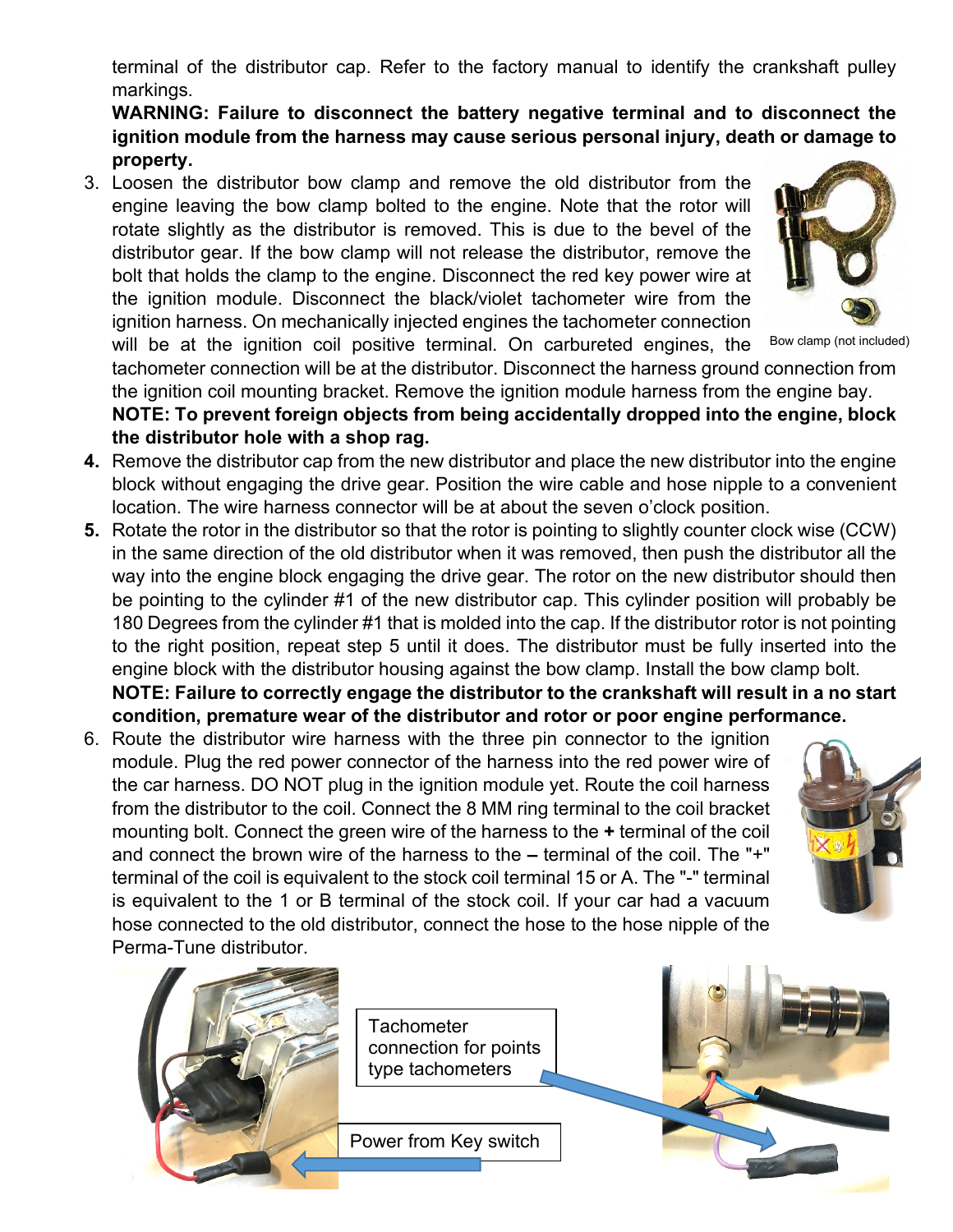terminal of the distributor cap. Refer to the factory manual to identify the crankshaft pulley markings.

**WARNING: Failure to disconnect the battery negative terminal and to disconnect the ignition module from the harness may cause serious personal injury, death or damage to property.**

3. Loosen the distributor bow clamp and remove the old distributor from the engine leaving the bow clamp bolted to the engine. Note that the rotor will rotate slightly as the distributor is removed. This is due to the bevel of the distributor gear. If the bow clamp will not release the distributor, remove the bolt that holds the clamp to the engine. Disconnect the red key power wire at the ignition module. Disconnect the black/violet tachometer wire from the ignition harness. On mechanically injected engines the tachometer connection will be at the ignition coil positive terminal. On carbureted engines, the tachometer connection will be at the distributor. Disconnect the harness ground connection from the ignition coil mounting bracket. Remove the ignition module harness from the engine bay.
   **NOTE: To prevent foreign objects from being accidentally dropped into the engine, block the distributor hole with a shop rag.**

Bow clamp (not included)

4. Remove the distributor cap from the new distributor and place the new distributor into the engine block without engaging the drive gear. Position the wire cable and hose nipple to a convenient location. The wire harness connector will be at about the seven o'clock position.
5. Rotate the rotor in the distributor so that the rotor is pointing to slightly counter clock wise (CCW) in the same direction of the old distributor when it was removed, then push the distributor all the way into the engine block engaging the drive gear. The rotor on the new distributor should then be pointing to the cylinder #1 of the new distributor cap. This cylinder position will probably be 180 Degrees from the cylinder #1 that is molded into the cap. If the distributor rotor is not pointing to the right position, repeat step 5 until it does. The distributor must be fully inserted into the engine block with the distributor housing against the bow clamp. Install the bow clamp bolt.
   **NOTE: Failure to correctly engage the distributor to the crankshaft will result in a no start condition, premature wear of the distributor and rotor or poor engine performance.**
6. Route the distributor wire harness with the three pin connector to the ignition module. Plug the red power connector of the harness into the red power wire of the car harness. DO NOT plug in the ignition module yet. Route the coil harness from the distributor to the coil. Connect the 8 MM ring terminal to the coil bracket mounting bolt. Connect the green wire of the harness to the **+** terminal of the coil and connect the brown wire of the harness to the **–** terminal of the coil. The "+" terminal of the coil is equivalent to the stock coil terminal 15 or A. The "-" terminal is equivalent to the 1 or B terminal of the stock coil. If your car had a vacuum hose connected to the old distributor, connect the hose to the hose nipple of the Perma-Tune distributor.

Tachometer connection for points type tachometers

Power from Key switch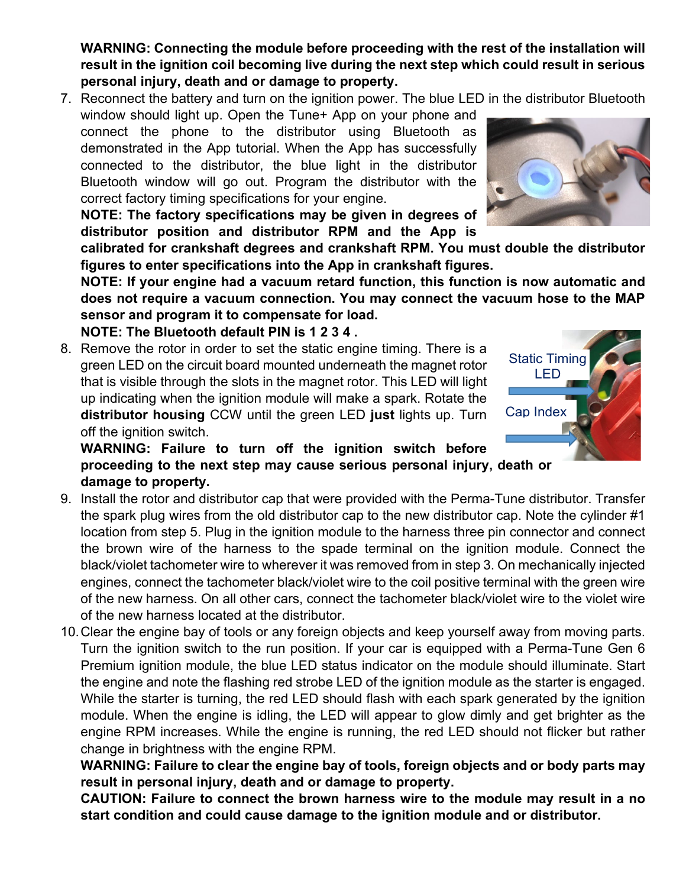**WARNING: Connecting the module before proceeding with the rest of the installation will result in the ignition coil becoming live during the next step which could result in serious personal injury, death and or damage to property.**

7. Reconnect the battery and turn on the ignition power. The blue LED in the distributor Bluetooth window should light up. Open the Tune+ App on your phone and connect the phone to the distributor using Bluetooth as demonstrated in the App tutorial. When the App has successfully connected to the distributor, the blue light in the distributor Bluetooth window will go out. Program the distributor with the correct factory timing specifications for your engine.
   **NOTE: The factory specifications may be given in degrees of distributor position and distributor RPM and the App is calibrated for crankshaft degrees and crankshaft RPM. You must double the distributor figures to enter specifications into the App in crankshaft figures.**
   **NOTE: If your engine had a vacuum retard function, this function is now automatic and does not require a vacuum connection. You may connect the vacuum hose to the MAP sensor and program it to compensate for load.**
   **NOTE: The Bluetooth default PIN is 1 2 3 4 .**
8. Remove the rotor in order to set the static engine timing. There is a green LED on the circuit board mounted underneath the magnet rotor that is visible through the slots in the magnet rotor. This LED will light up indicating when the ignition module will make a spark. Rotate the **distributor housing** CCW until the green LED **just** lights up. Turn off the ignition switch.
   **WARNING: Failure to turn off the ignition switch before proceeding to the next step may cause serious personal injury, death or damage to property.**
9. Install the rotor and distributor cap that were provided with the Perma-Tune distributor. Transfer the spark plug wires from the old distributor cap to the new distributor cap. Note the cylinder #1 location from step 5. Plug in the ignition module to the harness three pin connector and connect the brown wire of the harness to the spade terminal on the ignition module. Connect the black/violet tachometer wire to wherever it was removed from in step 3. On mechanically injected engines, connect the tachometer black/violet wire to the coil positive terminal with the green wire of the new harness. On all other cars, connect the tachometer black/violet wire to the violet wire of the new harness located at the distributor.
10. Clear the engine bay of tools or any foreign objects and keep yourself away from moving parts. Turn the ignition switch to the run position. If your car is equipped with a Perma-Tune Gen 6 Premium ignition module, the blue LED status indicator on the module should illuminate. Start the engine and note the flashing red strobe LED of the ignition module as the starter is engaged. While the starter is turning, the red LED should flash with each spark generated by the ignition module. When the engine is idling, the LED will appear to glow dimly and get brighter as the engine RPM increases. While the engine is running, the red LED should not flicker but rather change in brightness with the engine RPM.
    **WARNING: Failure to clear the engine bay of tools, foreign objects and or body parts may result in personal injury, death and or damage to property.**
    **CAUTION: Failure to connect the brown harness wire to the module may result in a no start condition and could cause damage to the ignition module and or distributor.**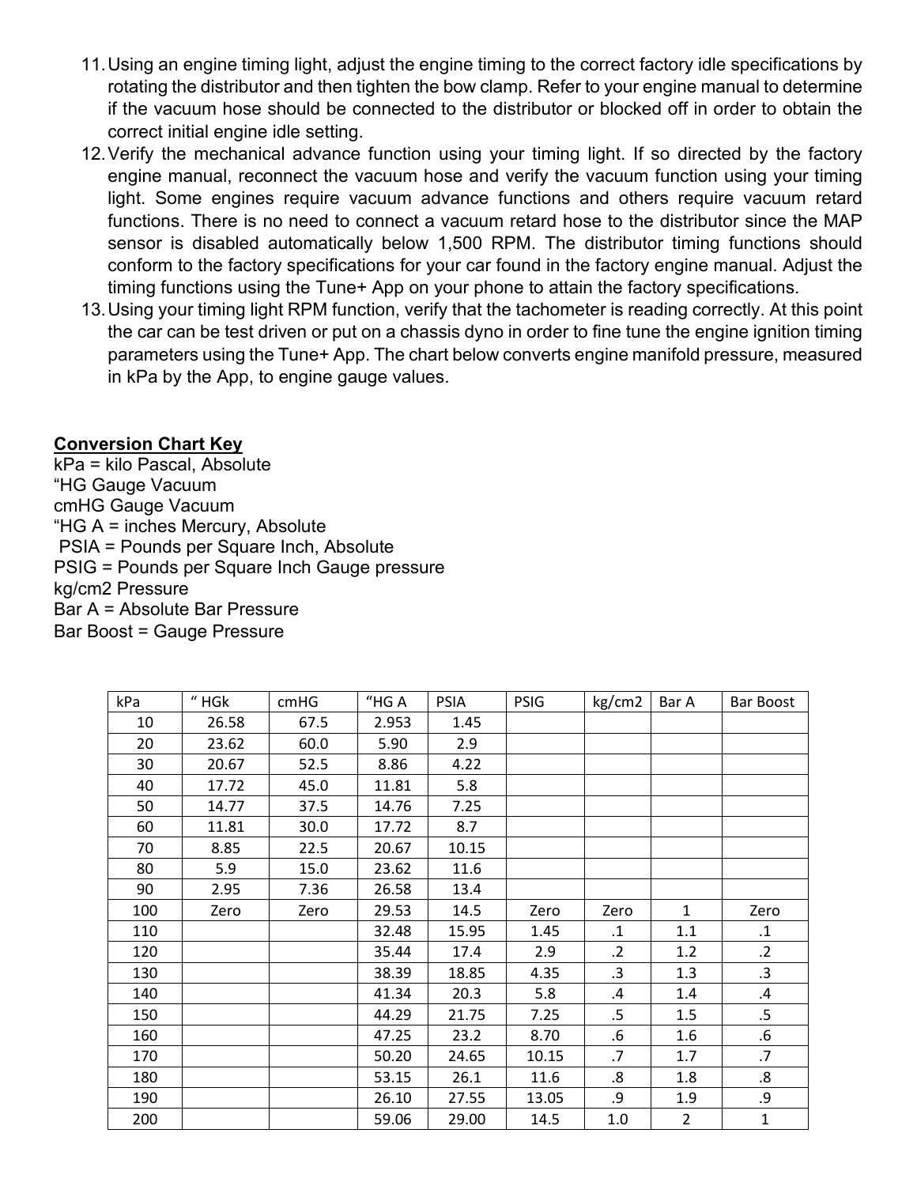11. Using an engine timing light, adjust the engine timing to the correct factory idle specifications by rotating the distributor and then tighten the bow clamp. Refer to your engine manual to determine if the vacuum hose should be connected to the distributor or blocked off in order to obtain the correct initial engine idle setting.
12. Verify the mechanical advance function using your timing light. If so directed by the factory engine manual, reconnect the vacuum hose and verify the vacuum function using your timing light. Some engines require vacuum advance functions and others require vacuum retard functions. There is no need to connect a vacuum retard hose to the distributor since the MAP sensor is disabled automatically below 1,500 RPM. The distributor timing functions should conform to the factory specifications for your car found in the factory engine manual. Adjust the timing functions using the Tune+ App on your phone to attain the factory specifications.
13. Using your timing light RPM function, verify that the tachometer is reading correctly. At this point the car can be test driven or put on a chassis dyno in order to fine tune the engine ignition timing parameters using the Tune+ App. The chart below converts engine manifold pressure, measured in kPa by the App, to engine gauge values.

**Conversion Chart Key**

kPa = kilo Pascal, Absolute
"HG Gauge Vacuum
cmHG Gauge Vacuum
"HG A = inches Mercury, Absolute
PSIA = Pounds per Square Inch, Absolute
PSIG = Pounds per Square Inch Gauge pressure
kg/cm2 Pressure
Bar A = Absolute Bar Pressure
Bar Boost = Gauge Pressure

| kPa | " HGk | cmHG | "HG A | PSIA | PSIG | kg/cm2 | Bar A | Bar Boost |
|---|---|---|---|---|---|---|---|---|
| 10 | 26.58 | 67.5 | 2.953 | 1.45 | | | | |
| 20 | 23.62 | 60.0 | 5.90 | 2.9 | | | | |
| 30 | 20.67 | 52.5 | 8.86 | 4.22 | | | | |
| 40 | 17.72 | 45.0 | 11.81 | 5.8 | | | | |
| 50 | 14.77 | 37.5 | 14.76 | 7.25 | | | | |
| 60 | 11.81 | 30.0 | 17.72 | 8.7 | | | | |
| 70 | 8.85 | 22.5 | 20.67 | 10.15 | | | | |
| 80 | 5.9 | 15.0 | 23.62 | 11.6 | | | | |
| 90 | 2.95 | 7.36 | 26.58 | 13.4 | | | | |
| 100 | Zero | Zero | 29.53 | 14.5 | Zero | Zero | 1 | Zero |
| 110 | | | 32.48 | 15.95 | 1.45 | .1 | 1.1 | .1 |
| 120 | | | 35.44 | 17.4 | 2.9 | .2 | 1.2 | .2 |
| 130 | | | 38.39 | 18.85 | 4.35 | .3 | 1.3 | .3 |
| 140 | | | 41.34 | 20.3 | 5.8 | .4 | 1.4 | .4 |
| 150 | | | 44.29 | 21.75 | 7.25 | .5 | 1.5 | .5 |
| 160 | | | 47.25 | 23.2 | 8.70 | .6 | 1.6 | .6 |
| 170 | | | 50.20 | 24.65 | 10.15 | .7 | 1.7 | .7 |
| 180 | | | 53.15 | 26.1 | 11.6 | .8 | 1.8 | .8 |
| 190 | | | 26.10 | 27.55 | 13.05 | .9 | 1.9 | .9 |
| 200 | | | 59.06 | 29.00 | 14.5 | 1.0 | 2 | 1 |